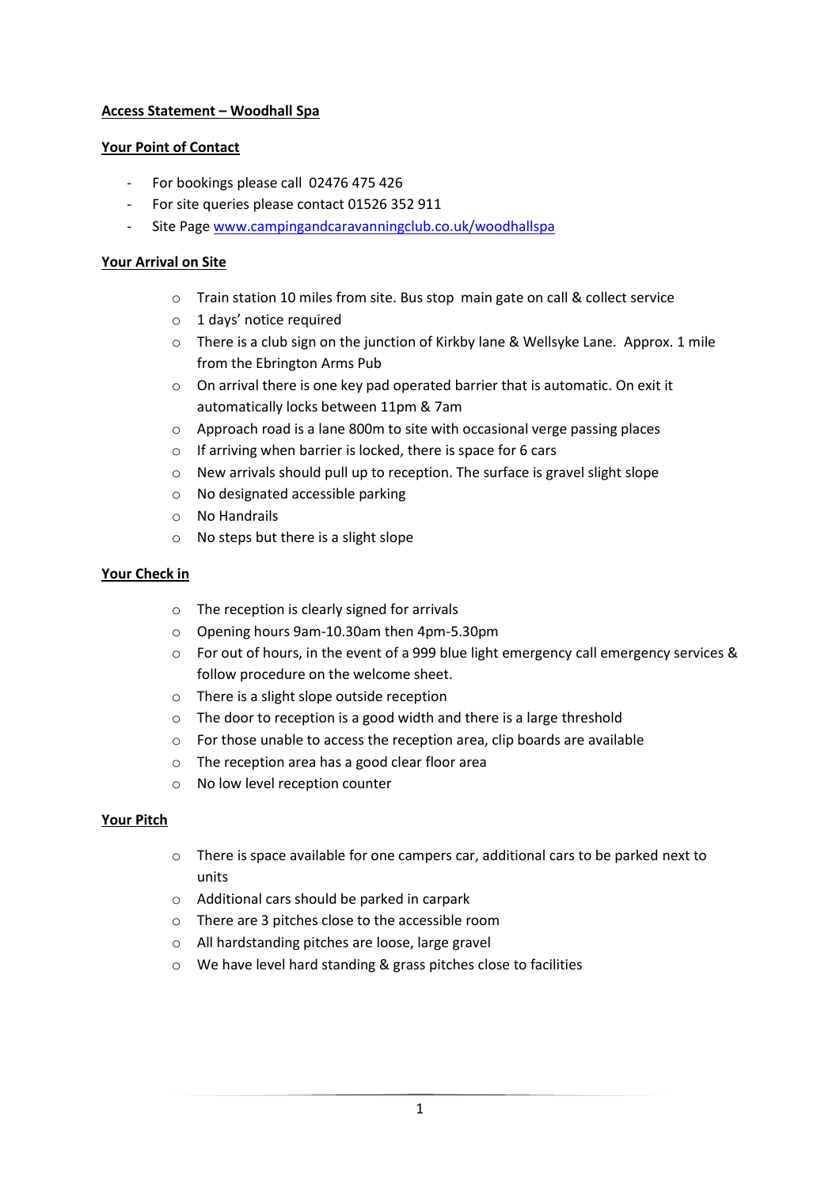**Access Statement – Woodhall Spa**

**Your Point of Contact**

- For bookings please call 02476 475 426
- For site queries please contact 01526 352 911
- Site Page [www.campingandcaravanningclub.co.uk/woodhallspa](http://www.campingandcaravanningclub.co.uk/woodhallspa)

**Your Arrival on Site**

- Train station 10 miles from site. Bus stop main gate on call & collect service
- 1 days' notice required
- There is a club sign on the junction of Kirkby lane & Wellsyke Lane. Approx. 1 mile from the Ebrington Arms Pub
- On arrival there is one key pad operated barrier that is automatic. On exit it automatically locks between 11pm & 7am
- Approach road is a lane 800m to site with occasional verge passing places
- If arriving when barrier is locked, there is space for 6 cars
- New arrivals should pull up to reception. The surface is gravel slight slope
- No designated accessible parking
- No Handrails
- No steps but there is a slight slope

**Your Check in**

- The reception is clearly signed for arrivals
- Opening hours 9am-10.30am then 4pm-5.30pm
- For out of hours, in the event of a 999 blue light emergency call emergency services & follow procedure on the welcome sheet.
- There is a slight slope outside reception
- The door to reception is a good width and there is a large threshold
- For those unable to access the reception area, clip boards are available
- The reception area has a good clear floor area
- No low level reception counter

**Your Pitch**

- There is space available for one campers car, additional cars to be parked next to units
- Additional cars should be parked in carpark
- There are 3 pitches close to the accessible room
- All hardstanding pitches are loose, large gravel
- We have level hard standing & grass pitches close to facilities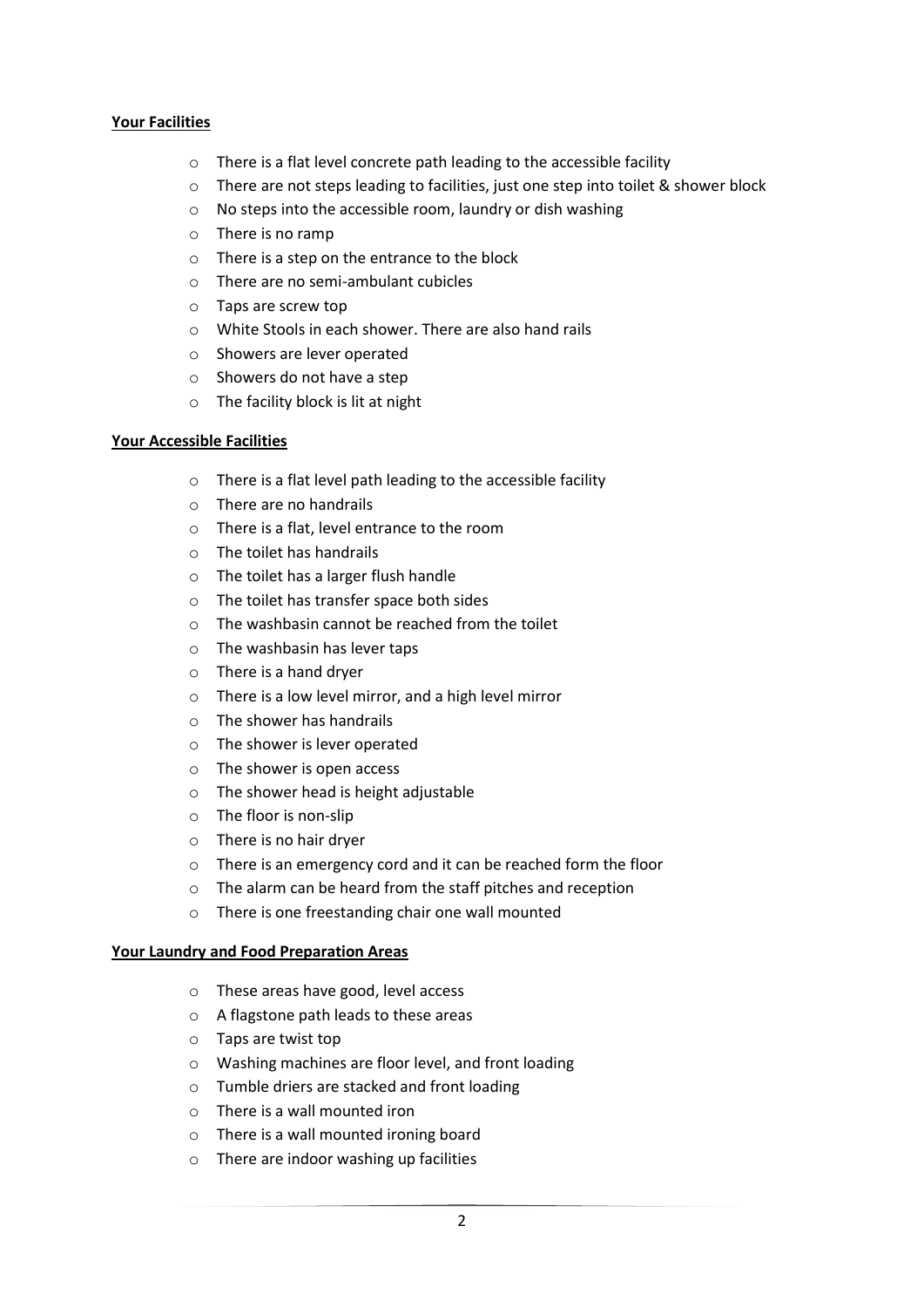**Your Facilities**

- There is a flat level concrete path leading to the accessible facility
- There are not steps leading to facilities, just one step into toilet & shower block
- No steps into the accessible room, laundry or dish washing
- There is no ramp
- There is a step on the entrance to the block
- There are no semi-ambulant cubicles
- Taps are screw top
- White Stools in each shower. There are also hand rails
- Showers are lever operated
- Showers do not have a step
- The facility block is lit at night

**Your Accessible Facilities**

- There is a flat level path leading to the accessible facility
- There are no handrails
- There is a flat, level entrance to the room
- The toilet has handrails
- The toilet has a larger flush handle
- The toilet has transfer space both sides
- The washbasin cannot be reached from the toilet
- The washbasin has lever taps
- There is a hand dryer
- There is a low level mirror, and a high level mirror
- The shower has handrails
- The shower is lever operated
- The shower is open access
- The shower head is height adjustable
- The floor is non-slip
- There is no hair dryer
- There is an emergency cord and it can be reached form the floor
- The alarm can be heard from the staff pitches and reception
- There is one freestanding chair one wall mounted

**Your Laundry and Food Preparation Areas**

- These areas have good, level access
- A flagstone path leads to these areas
- Taps are twist top
- Washing machines are floor level, and front loading
- Tumble driers are stacked and front loading
- There is a wall mounted iron
- There is a wall mounted ironing board
- There are indoor washing up facilities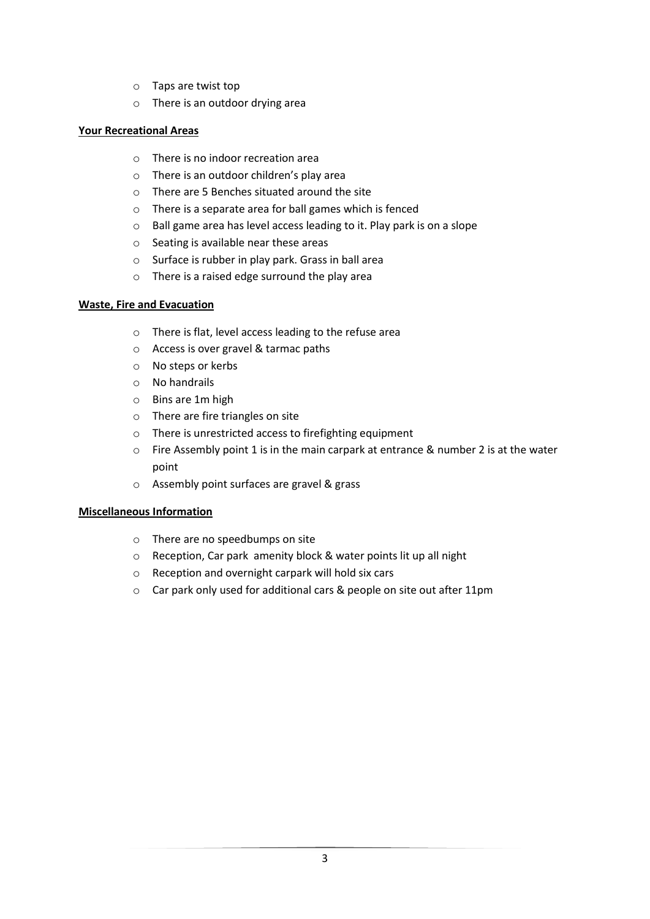- Taps are twist top
- There is an outdoor drying area

**Your Recreational Areas**

- There is no indoor recreation area
- There is an outdoor children's play area
- There are 5 Benches situated around the site
- There is a separate area for ball games which is fenced
- Ball game area has level access leading to it. Play park is on a slope
- Seating is available near these areas
- Surface is rubber in play park. Grass in ball area
- There is a raised edge surround the play area

**Waste, Fire and Evacuation**

- There is flat, level access leading to the refuse area
- Access is over gravel & tarmac paths
- No steps or kerbs
- No handrails
- Bins are 1m high
- There are fire triangles on site
- There is unrestricted access to firefighting equipment
- Fire Assembly point 1 is in the main carpark at entrance & number 2 is at the water point
- Assembly point surfaces are gravel & grass

**Miscellaneous Information**

- There are no speedbumps on site
- Reception, Car park amenity block & water points lit up all night
- Reception and overnight carpark will hold six cars
- Car park only used for additional cars & people on site out after 11pm